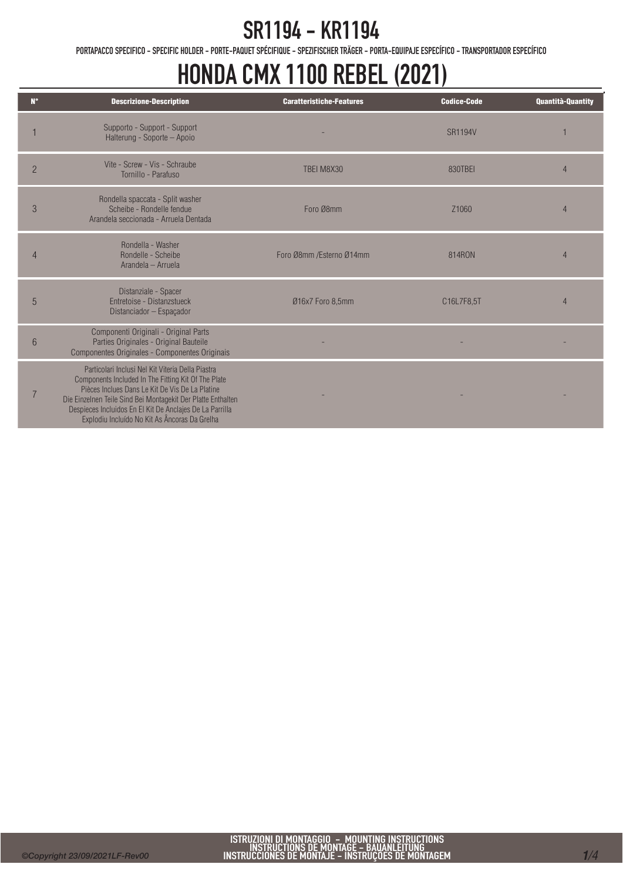# SR1194 - KR1194

PORTAPACCO SPECIFICO - SPECIFIC HOLDER - PORTE-PAQUET SPÉCIFIQUE - SPEZIFISCHER TRÄGER - PORTA-EQUIPAJE ESPECÍFICO - TRANSPORTADOR ESPECÍFICO

# HONDA CMX 1100 REBEL (2021)

| N° | Descrizione-Description | Caratteristiche-Features | Codice-Code | Quantità-Quantity |
|---|---|---|---|---|
| 1 | Supporto - Support - Support<br>Halterung - Soporte – Apoio | - | SR1194V | 1 |
| 2 | Vite - Screw - Vis - Schraube<br>Tornillo - Parafuso | TBEI M8X30 | 830TBEI | 4 |
| 3 | Rondella spaccata - Split washer<br>Scheibe - Rondelle fendue<br>Arandela seccionada - Arruela Dentada | Foro Ø8mm | Z1060 | 4 |
| 4 | Rondella - Washer<br>Rondelle - Scheibe<br>Arandela – Arruela | Foro Ø8mm /Esterno Ø14mm | 814RON | 4 |
| 5 | Distanziale - Spacer<br>Entretoise - Distanzstueck<br>Distanciador – Espaçador | Ø16x7 Foro 8,5mm | C16L7F8,5T | 4 |
| 6 | Componenti Originali - Original Parts<br>Parties Originales - Original Bauteile<br>Componentes Originales - Componentes Originais | - | - | - |
| 7 | Particolari Inclusi Nel Kit Viteria Della Piastra<br>Components Included In The Fitting Kit Of The Plate<br>Pièces Inclues Dans Le Kit De Vis De La Platine<br>Die Einzelnen Teile Sind Bei Montagekit Der Platte Enthalten<br>Despieces Incluidos En El Kit De Anclajes De La Parrilla<br>Explodiu Incluído No Kit As Âncoras Da Grelha | - | - | - |

ISTRUZIONI DI MONTAGGIO - MOUNTING INSTRUCTIONS
INSTRUCTIONS DE MONTAGE - BAUANLEITUNG
INSTRUCCIONES DE MONTAJE - INSTRUÇÕES DE MONTAGEM

©Copyright 23/09/2021LF-Rev00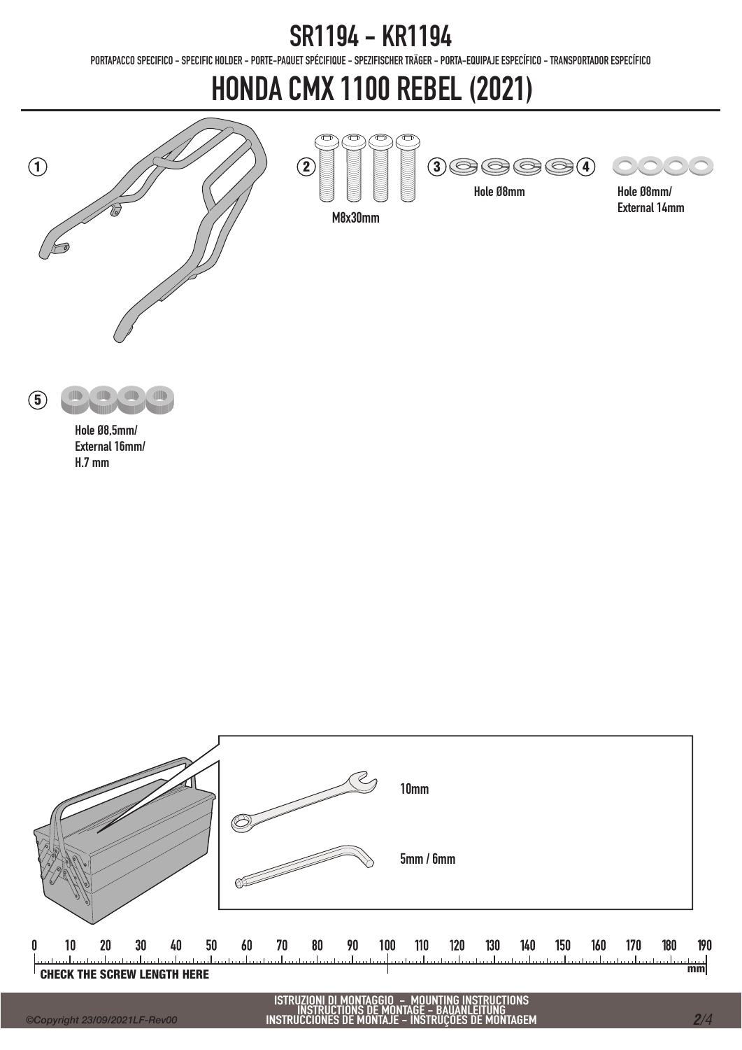# SR1194 - KR1194

PORTAPACCO SPECIFICO - SPECIFIC HOLDER - PORTE-PAQUET SPÉCIFIQUE - SPEZIFISCHER TRÄGER - PORTA-EQUIPAJE ESPECÍFICO - TRANSPORTADOR ESPECÍFICO

# HONDA CMX 1100 REBEL (2021)

1

2 M8x30mm

3 Hole Ø8mm

4 Hole Ø8mm/ External 14mm

5 Hole Ø8,5mm/ External 16mm/ H.7 mm

10mm

5mm / 6mm

0 10 20 30 40 50 60 70 80 90 100 110 120 130 140 150 160 170 180 190 mm

CHECK THE SCREW LENGTH HERE

ISTRUZIONI DI MONTAGGIO - MOUNTING INSTRUCTIONS
INSTRUCTIONS DE MONTAGE - BAUANLEITUNG
INSTRUCCIONES DE MONTAJE - INSTRUÇÕES DE MONTAGEM

*©Copyright 23/09/2021LF-Rev00*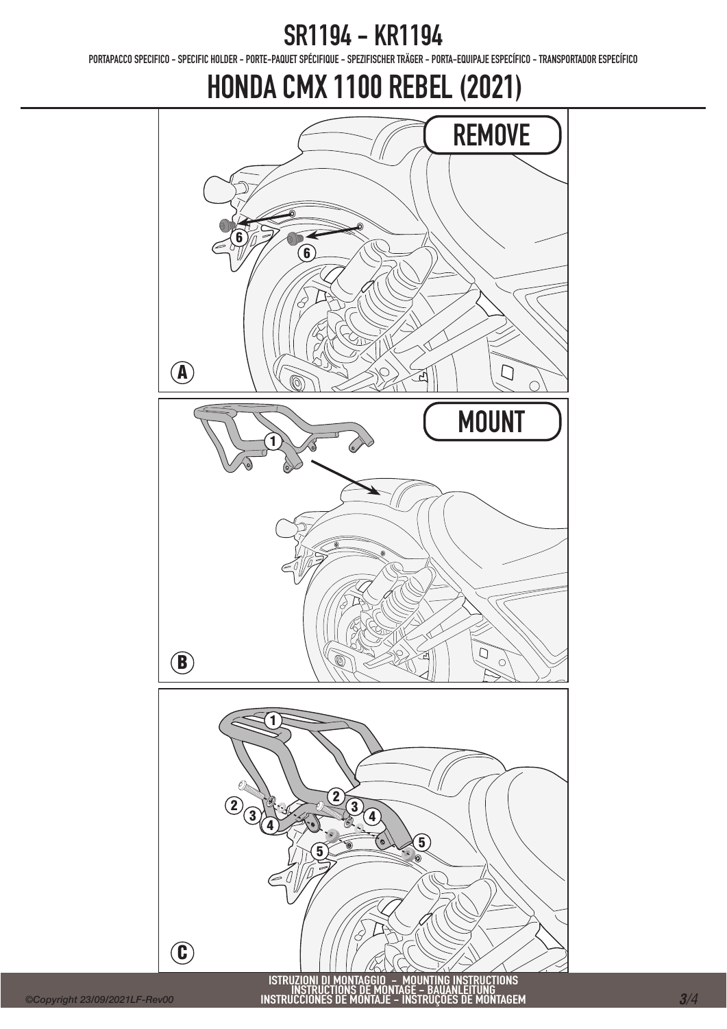# SR1194 - KR1194

PORTAPACCO SPECIFICO - SPECIFIC HOLDER - PORTE-PAQUET SPÉCIFIQUE - SPEZIFISCHER TRÄGER - PORTA-EQUIPAJE ESPECÍFICO - TRANSPORTADOR ESPECÍFICO

# HONDA CMX 1100 REBEL (2021)

REMOVE

6 6

A

MOUNT

1

B

1

2 3 4 2 3 4

5 5 5

C

ISTRUZIONI DI MONTAGGIO - MOUNTING INSTRUCTIONS
INSTRUCTIONS DE MONTAGE - BAUANLEITUNG
INSTRUCCIONES DE MONTAJE - INSTRUÇÕES DE MONTAGEM

*©Copyright 23/09/2021LF-Rev00*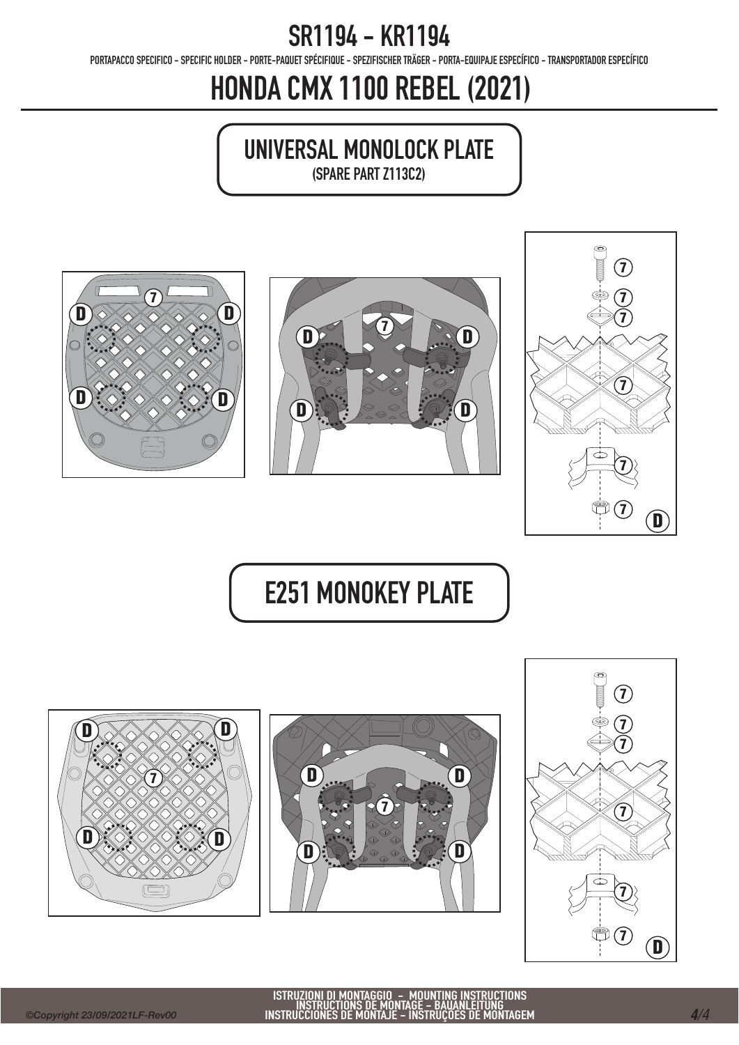# SR1194 - KR1194

PORTAPACCO SPECIFICO - SPECIFIC HOLDER - PORTE-PAQUET SPÉCIFIQUE - SPEZIFISCHER TRÄGER - PORTA-EQUIPAJE ESPECÍFICO - TRANSPORTADOR ESPECÍFICO

# HONDA CMX 1100 REBEL (2021)

## UNIVERSAL MONOLOCK PLATE

**(SPARE PART Z113C2)**

7
D
D
D
D

D
D
7
D
D

7
7
7
7
7
7
D

## E251 MONOKEY PLATE

D
D
7
D
D

D
D
7
D
D

7
7
7
7
7
7
D

ISTRUZIONI DI MONTAGGIO - MOUNTING INSTRUCTIONS
INSTRUCTIONS DE MONTAGE - BAUANLEITUNG
INSTRUCCIONES DE MONTAJE - INSTRUÇÕES DE MONTAGEM

*©Copyright 23/09/2021LF-Rev00*